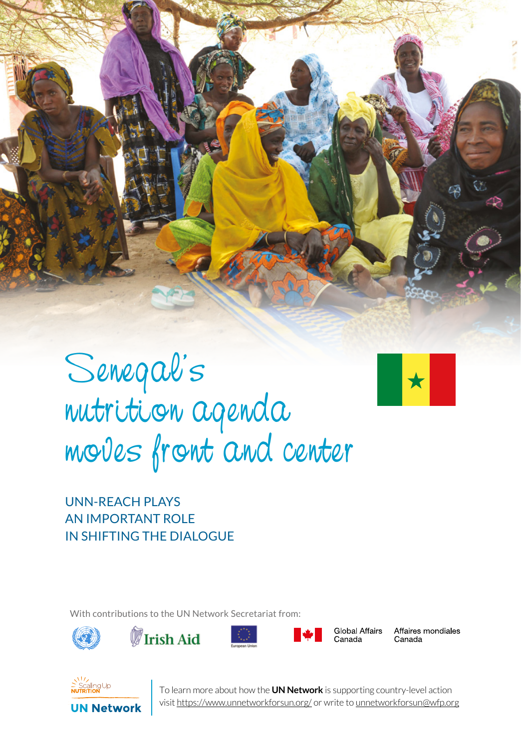# Senegal's nutrition agenda moves front and center

## UNN-REACH PLAYS AN IMPORTANT ROLE IN SHIFTING THE DIALOGUE

With contributions to the UN Network Secretariat from:

Irish Aid

European Union

Global Affairs Canada | Affaires mondiales Canada

Scaling Up NUTRITION

UN Network

To learn more about how the **UN Network** is supporting country-level action visit https://www.unnetworkforsun.org/ or write to unnetworkforsun@wfp.org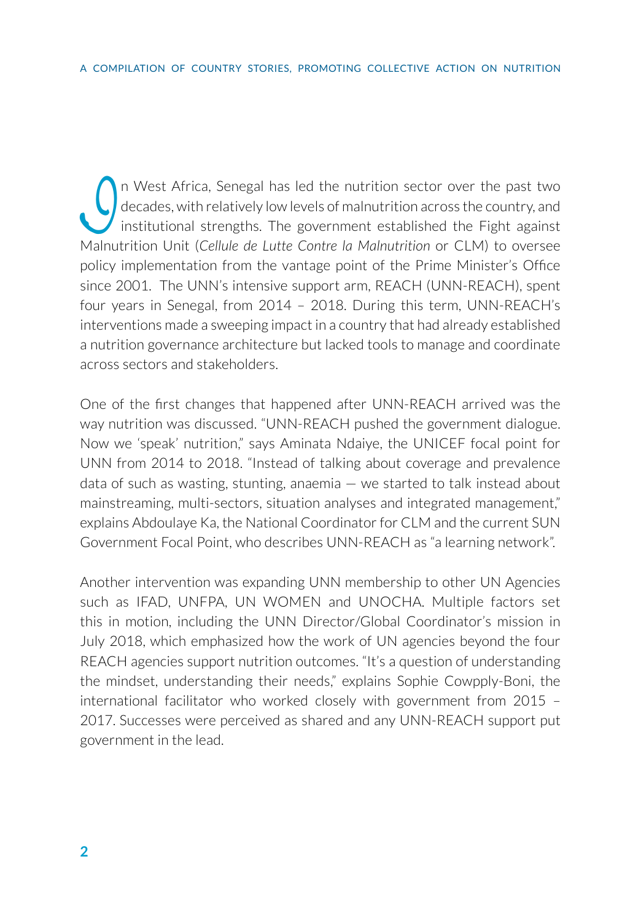In West Africa, Senegal has led the nutrition sector over the past two decades, with relatively low levels of malnutrition across the country, and institutional strengths. The government established the Fight against Malnutrition Unit (*Cellule de Lutte Contre la Malnutrition* or CLM) to oversee policy implementation from the vantage point of the Prime Minister's Office since 2001. The UNN's intensive support arm, REACH (UNN-REACH), spent four years in Senegal, from 2014 – 2018. During this term, UNN-REACH's interventions made a sweeping impact in a country that had already established a nutrition governance architecture but lacked tools to manage and coordinate across sectors and stakeholders.

One of the first changes that happened after UNN-REACH arrived was the way nutrition was discussed. "UNN-REACH pushed the government dialogue. Now we 'speak' nutrition," says Aminata Ndaiye, the UNICEF focal point for UNN from 2014 to 2018. "Instead of talking about coverage and prevalence data of such as wasting, stunting, anaemia — we started to talk instead about mainstreaming, multi-sectors, situation analyses and integrated management," explains Abdoulaye Ka, the National Coordinator for CLM and the current SUN Government Focal Point, who describes UNN-REACH as "a learning network".

Another intervention was expanding UNN membership to other UN Agencies such as IFAD, UNFPA, UN WOMEN and UNOCHA. Multiple factors set this in motion, including the UNN Director/Global Coordinator's mission in July 2018, which emphasized how the work of UN agencies beyond the four REACH agencies support nutrition outcomes. "It's a question of understanding the mindset, understanding their needs," explains Sophie Cowpply-Boni, the international facilitator who worked closely with government from 2015 – 2017. Successes were perceived as shared and any UNN-REACH support put government in the lead.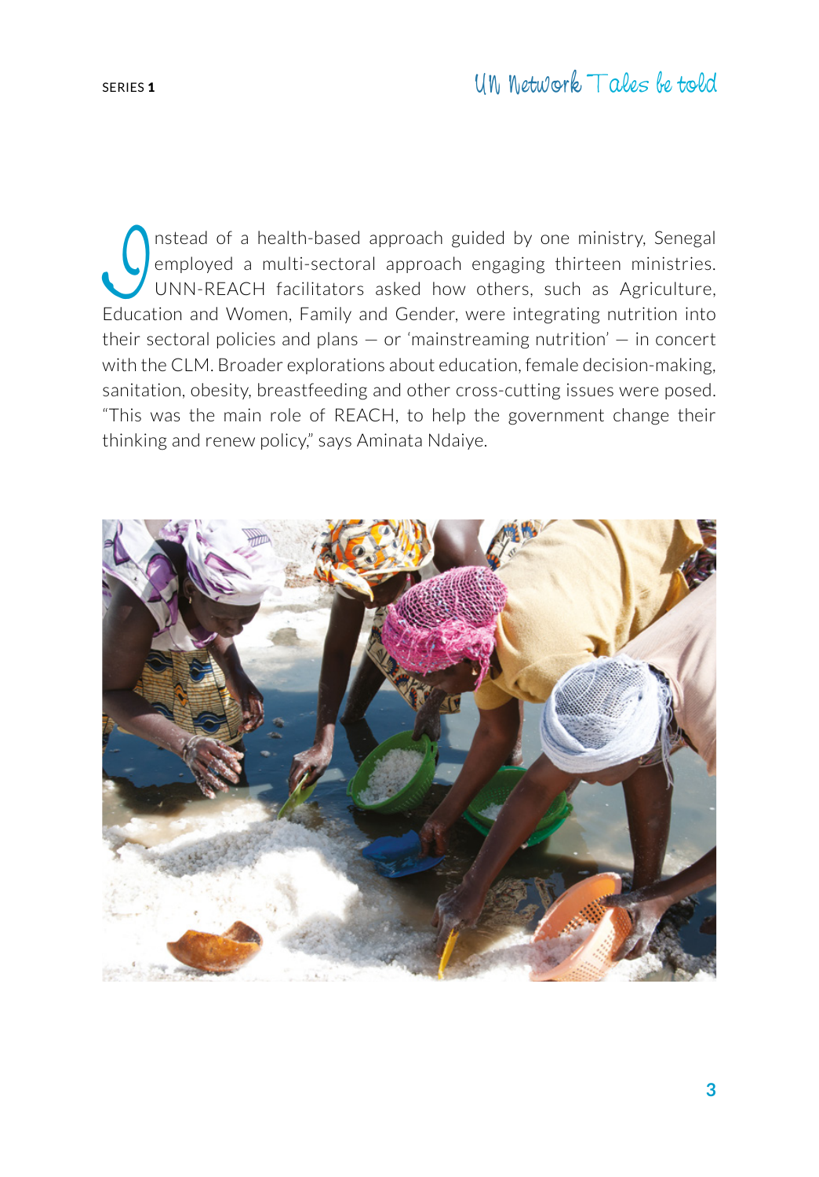Instead of a health-based approach guided by one ministry, Senegal employed a multi-sectoral approach engaging thirteen ministries. UNN-REACH facilitators asked how others, such as Agriculture, Education and Women, Family and Gender, were integrating nutrition into their sectoral policies and plans — or 'mainstreaming nutrition' — in concert with the CLM. Broader explorations about education, female decision-making, sanitation, obesity, breastfeeding and other cross-cutting issues were posed. "This was the main role of REACH, to help the government change their thinking and renew policy," says Aminata Ndaiye.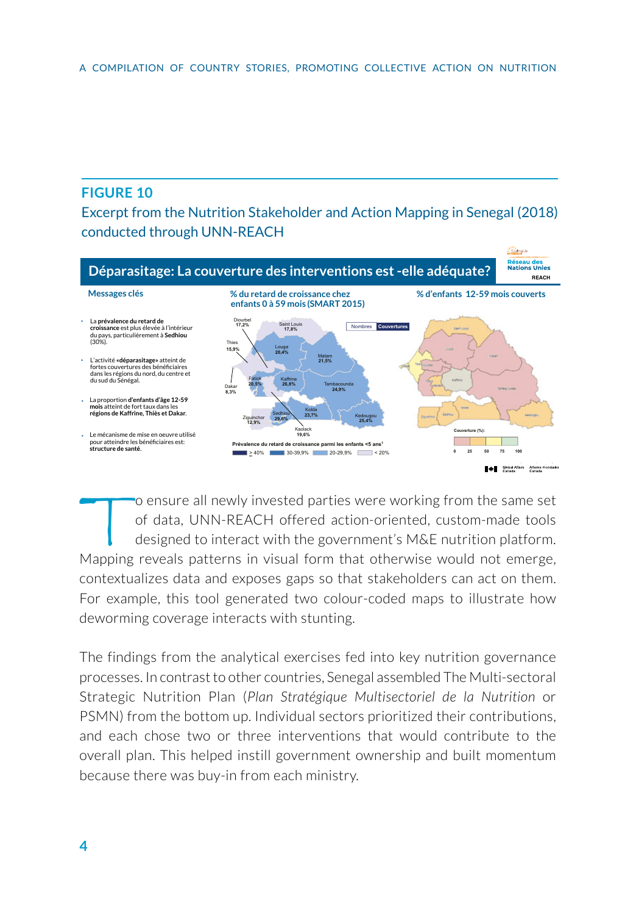## FIGURE 10

Excerpt from the Nutrition Stakeholder and Action Mapping in Senegal (2018) conducted through UNN-REACH

**Déparasitage: La couverture des interventions est -elle adéquate?**

Réseau des Nations Unies REACH

**Messages clés**

- La **prévalence du retard de croissance** est plus élevée à l'intérieur du pays, particulièrement à **Sedhiou** (30%).
- L'activité **«déparasitage»** atteint de fortes couvertures des bénéficiaires dans les régions du nord, du centre et du sud du Sénégal.
- La proportion **d'enfants d'âge 12-59 mois** atteint de fort taux dans les **régions de Kaffrine, Thiès et Dakar**.
- Le mécanisme de mise en oeuvre utilisé pour atteindre les bénéficiaires est: **structure de santé**.

**% du retard de croissance chez enfants 0 à 59 mois (SMART 2015)**

Diourbel 17,2% · Saint Louis 17,8% · Thies 15,9% · Louga 20,4% · Matam 21,5% · Dakar 8,3% · Fatick 20,5% · Kaffrine 26,8% · Tambacounda 24,9% · Kolda 23,7% · Ziguinchor 12,9% · Sedhiou 29,6% · Kedougou 25,4% · Kaolack 19,6%

Prévalence du retard de croissance parmi les enfants <5 ans[1]: ≥ 40% · 30-39,9% · 20-29,9% · < 20%

**% d'enfants 12-59 mois couverts**

Couverture (%): 0 · 25 · 50 · 75 · 100

o ensure all newly invested parties were working from the same set of data, UNN-REACH offered action-oriented, custom-made tools designed to interact with the government's M&E nutrition platform. Mapping reveals patterns in visual form that otherwise would not emerge, contextualizes data and exposes gaps so that stakeholders can act on them. For example, this tool generated two colour-coded maps to illustrate how deworming coverage interacts with stunting.

The findings from the analytical exercises fed into key nutrition governance processes. In contrast to other countries, Senegal assembled The Multi-sectoral Strategic Nutrition Plan (*Plan Stratégique Multisectoriel de la Nutrition* or PSMN) from the bottom up. Individual sectors prioritized their contributions, and each chose two or three interventions that would contribute to the overall plan. This helped instill government ownership and built momentum because there was buy-in from each ministry.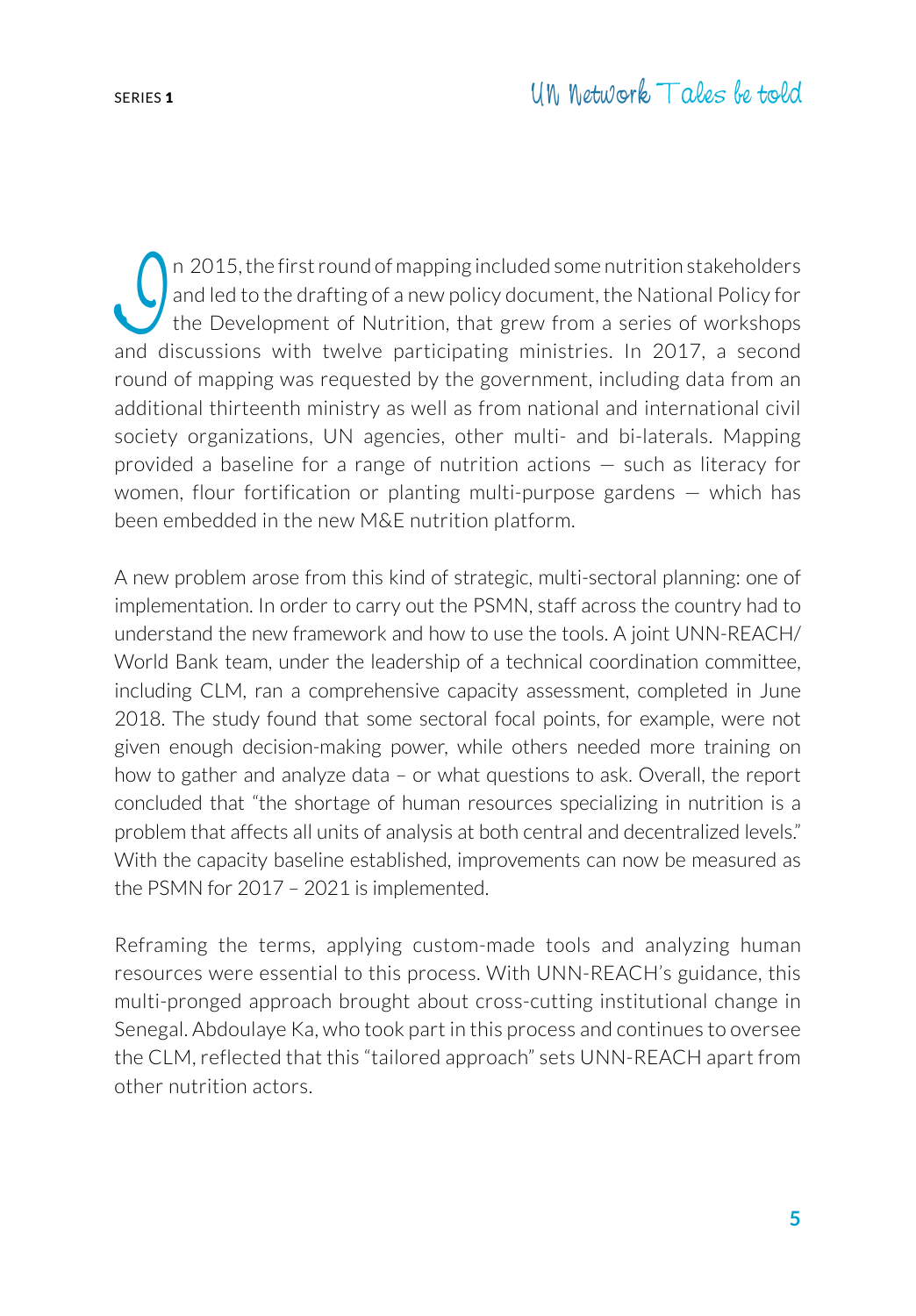In 2015, the first round of mapping included some nutrition stakeholders and led to the drafting of a new policy document, the National Policy for the Development of Nutrition, that grew from a series of workshops and discussions with twelve participating ministries. In 2017, a second round of mapping was requested by the government, including data from an additional thirteenth ministry as well as from national and international civil society organizations, UN agencies, other multi- and bi-laterals. Mapping provided a baseline for a range of nutrition actions — such as literacy for women, flour fortification or planting multi-purpose gardens — which has been embedded in the new M&E nutrition platform.

A new problem arose from this kind of strategic, multi-sectoral planning: one of implementation. In order to carry out the PSMN, staff across the country had to understand the new framework and how to use the tools. A joint UNN-REACH/World Bank team, under the leadership of a technical coordination committee, including CLM, ran a comprehensive capacity assessment, completed in June 2018. The study found that some sectoral focal points, for example, were not given enough decision-making power, while others needed more training on how to gather and analyze data – or what questions to ask. Overall, the report concluded that "the shortage of human resources specializing in nutrition is a problem that affects all units of analysis at both central and decentralized levels." With the capacity baseline established, improvements can now be measured as the PSMN for 2017 – 2021 is implemented.

Reframing the terms, applying custom-made tools and analyzing human resources were essential to this process. With UNN-REACH's guidance, this multi-pronged approach brought about cross-cutting institutional change in Senegal. Abdoulaye Ka, who took part in this process and continues to oversee the CLM, reflected that this "tailored approach" sets UNN-REACH apart from other nutrition actors.